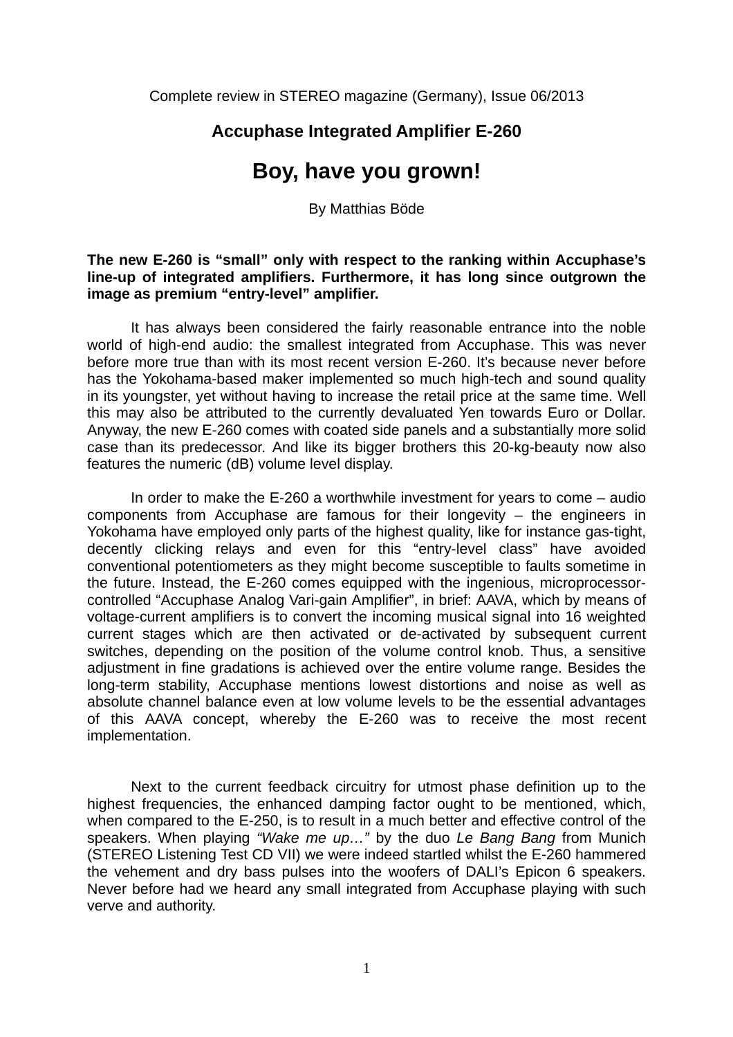Complete review in STEREO magazine (Germany), Issue 06/2013

## Accuphase Integrated Amplifier E-260

# Boy, have you grown!

By Matthias Böde

**The new E-260 is "small" only with respect to the ranking within Accuphase's line-up of integrated amplifiers. Furthermore, it has long since outgrown the image as premium "entry-level" amplifier.**

It has always been considered the fairly reasonable entrance into the noble world of high-end audio: the smallest integrated from Accuphase. This was never before more true than with its most recent version E-260. It's because never before has the Yokohama-based maker implemented so much high-tech and sound quality in its youngster, yet without having to increase the retail price at the same time. Well this may also be attributed to the currently devaluated Yen towards Euro or Dollar. Anyway, the new E-260 comes with coated side panels and a substantially more solid case than its predecessor. And like its bigger brothers this 20-kg-beauty now also features the numeric (dB) volume level display.

In order to make the E-260 a worthwhile investment for years to come – audio components from Accuphase are famous for their longevity – the engineers in Yokohama have employed only parts of the highest quality, like for instance gas-tight, decently clicking relays and even for this "entry-level class" have avoided conventional potentiometers as they might become susceptible to faults sometime in the future. Instead, the E-260 comes equipped with the ingenious, microprocessor-controlled "Accuphase Analog Vari-gain Amplifier", in brief: AAVA, which by means of voltage-current amplifiers is to convert the incoming musical signal into 16 weighted current stages which are then activated or de-activated by subsequent current switches, depending on the position of the volume control knob. Thus, a sensitive adjustment in fine gradations is achieved over the entire volume range. Besides the long-term stability, Accuphase mentions lowest distortions and noise as well as absolute channel balance even at low volume levels to be the essential advantages of this AAVA concept, whereby the E-260 was to receive the most recent implementation.

Next to the current feedback circuitry for utmost phase definition up to the highest frequencies, the enhanced damping factor ought to be mentioned, which, when compared to the E-250, is to result in a much better and effective control of the speakers. When playing *"Wake me up…"* by the duo *Le Bang Bang* from Munich (STEREO Listening Test CD VII) we were indeed startled whilst the E-260 hammered the vehement and dry bass pulses into the woofers of DALI's Epicon 6 speakers. Never before had we heard any small integrated from Accuphase playing with such verve and authority.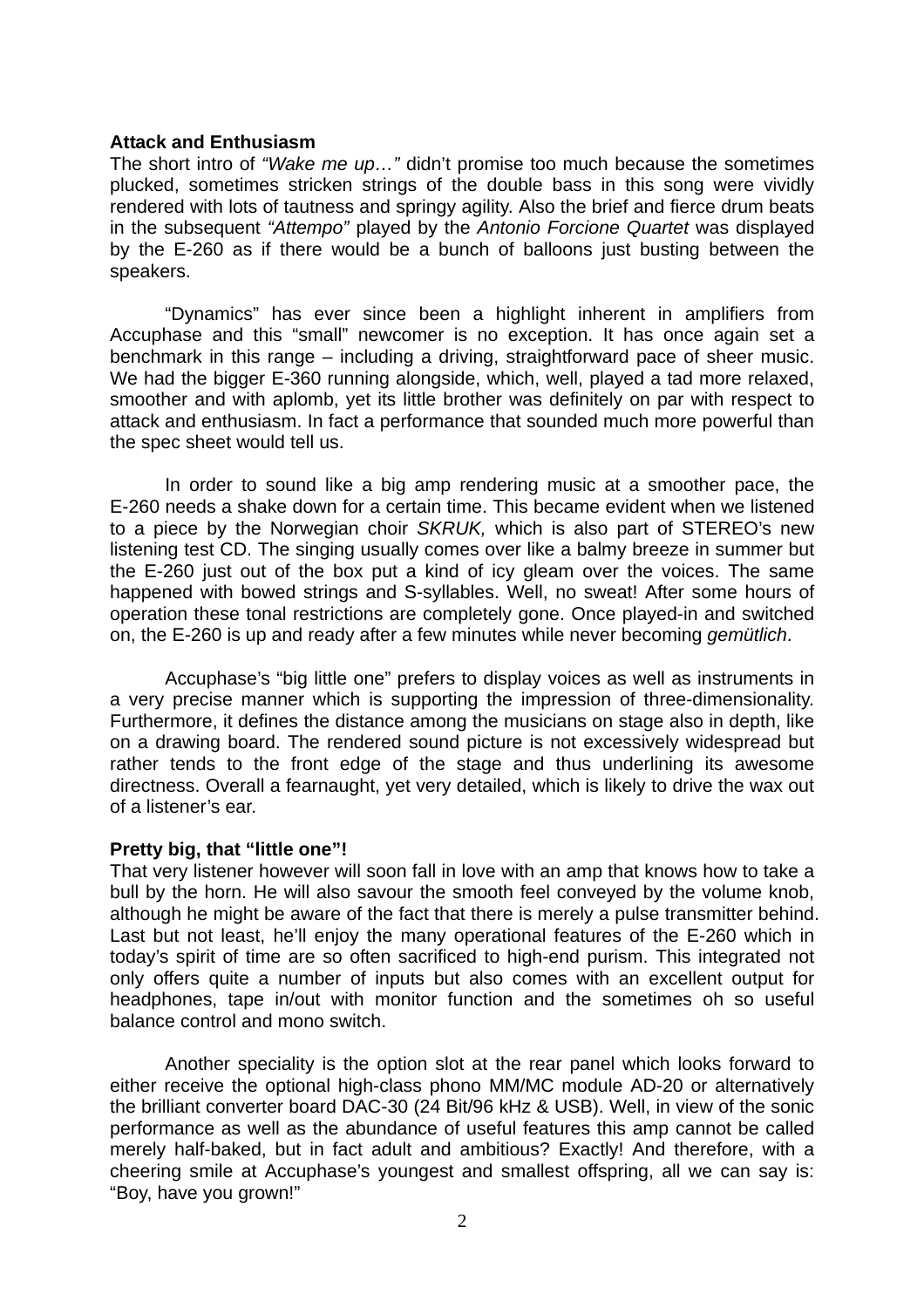**Attack and Enthusiasm**

The short intro of *"Wake me up…"* didn't promise too much because the sometimes plucked, sometimes stricken strings of the double bass in this song were vividly rendered with lots of tautness and springy agility. Also the brief and fierce drum beats in the subsequent *"Attempo"* played by the *Antonio Forcione Quartet* was displayed by the E-260 as if there would be a bunch of balloons just busting between the speakers.

"Dynamics" has ever since been a highlight inherent in amplifiers from Accuphase and this "small" newcomer is no exception. It has once again set a benchmark in this range – including a driving, straightforward pace of sheer music. We had the bigger E-360 running alongside, which, well, played a tad more relaxed, smoother and with aplomb, yet its little brother was definitely on par with respect to attack and enthusiasm. In fact a performance that sounded much more powerful than the spec sheet would tell us.

In order to sound like a big amp rendering music at a smoother pace, the E-260 needs a shake down for a certain time. This became evident when we listened to a piece by the Norwegian choir *SKRUK,* which is also part of STEREO's new listening test CD. The singing usually comes over like a balmy breeze in summer but the E-260 just out of the box put a kind of icy gleam over the voices. The same happened with bowed strings and S-syllables. Well, no sweat! After some hours of operation these tonal restrictions are completely gone. Once played-in and switched on, the E-260 is up and ready after a few minutes while never becoming *gemütlich*.

Accuphase's "big little one" prefers to display voices as well as instruments in a very precise manner which is supporting the impression of three-dimensionality. Furthermore, it defines the distance among the musicians on stage also in depth, like on a drawing board. The rendered sound picture is not excessively widespread but rather tends to the front edge of the stage and thus underlining its awesome directness. Overall a fearnaught, yet very detailed, which is likely to drive the wax out of a listener's ear.

**Pretty big, that "little one"!**

That very listener however will soon fall in love with an amp that knows how to take a bull by the horn. He will also savour the smooth feel conveyed by the volume knob, although he might be aware of the fact that there is merely a pulse transmitter behind. Last but not least, he'll enjoy the many operational features of the E-260 which in today's spirit of time are so often sacrificed to high-end purism. This integrated not only offers quite a number of inputs but also comes with an excellent output for headphones, tape in/out with monitor function and the sometimes oh so useful balance control and mono switch.

Another speciality is the option slot at the rear panel which looks forward to either receive the optional high-class phono MM/MC module AD-20 or alternatively the brilliant converter board DAC-30 (24 Bit/96 kHz & USB). Well, in view of the sonic performance as well as the abundance of useful features this amp cannot be called merely half-baked, but in fact adult and ambitious? Exactly! And therefore, with a cheering smile at Accuphase's youngest and smallest offspring, all we can say is: "Boy, have you grown!"